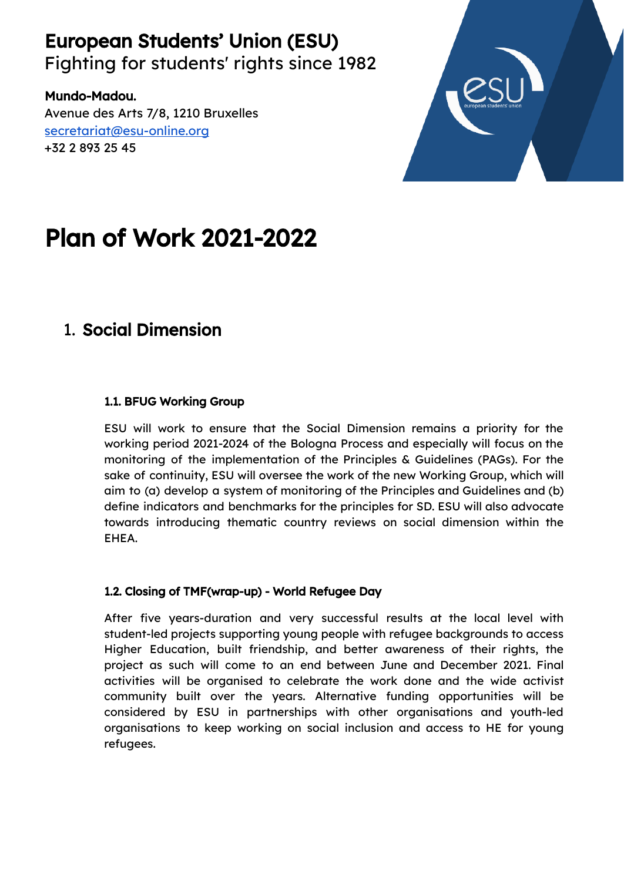# European Students' Union (ESU)

Fighting for students' rights since 1982

**Mundo-Madou.**
Avenue des Arts 7/8, 1210 Bruxelles
secretariat@esu-online.org
+32 2 893 25 45

# Plan of Work 2021-2022

## 1. Social Dimension

### 1.1. BFUG Working Group

ESU will work to ensure that the Social Dimension remains a priority for the working period 2021-2024 of the Bologna Process and especially will focus on the monitoring of the implementation of the Principles & Guidelines (PAGs). For the sake of continuity, ESU will oversee the work of the new Working Group, which will aim to (a) develop a system of monitoring of the Principles and Guidelines and (b) define indicators and benchmarks for the principles for SD. ESU will also advocate towards introducing thematic country reviews on social dimension within the EHEA.

### 1.2. Closing of TMF(wrap-up) - World Refugee Day

After five years-duration and very successful results at the local level with student-led projects supporting young people with refugee backgrounds to access Higher Education, built friendship, and better awareness of their rights, the project as such will come to an end between June and December 2021. Final activities will be organised to celebrate the work done and the wide activist community built over the years. Alternative funding opportunities will be considered by ESU in partnerships with other organisations and youth-led organisations to keep working on social inclusion and access to HE for young refugees.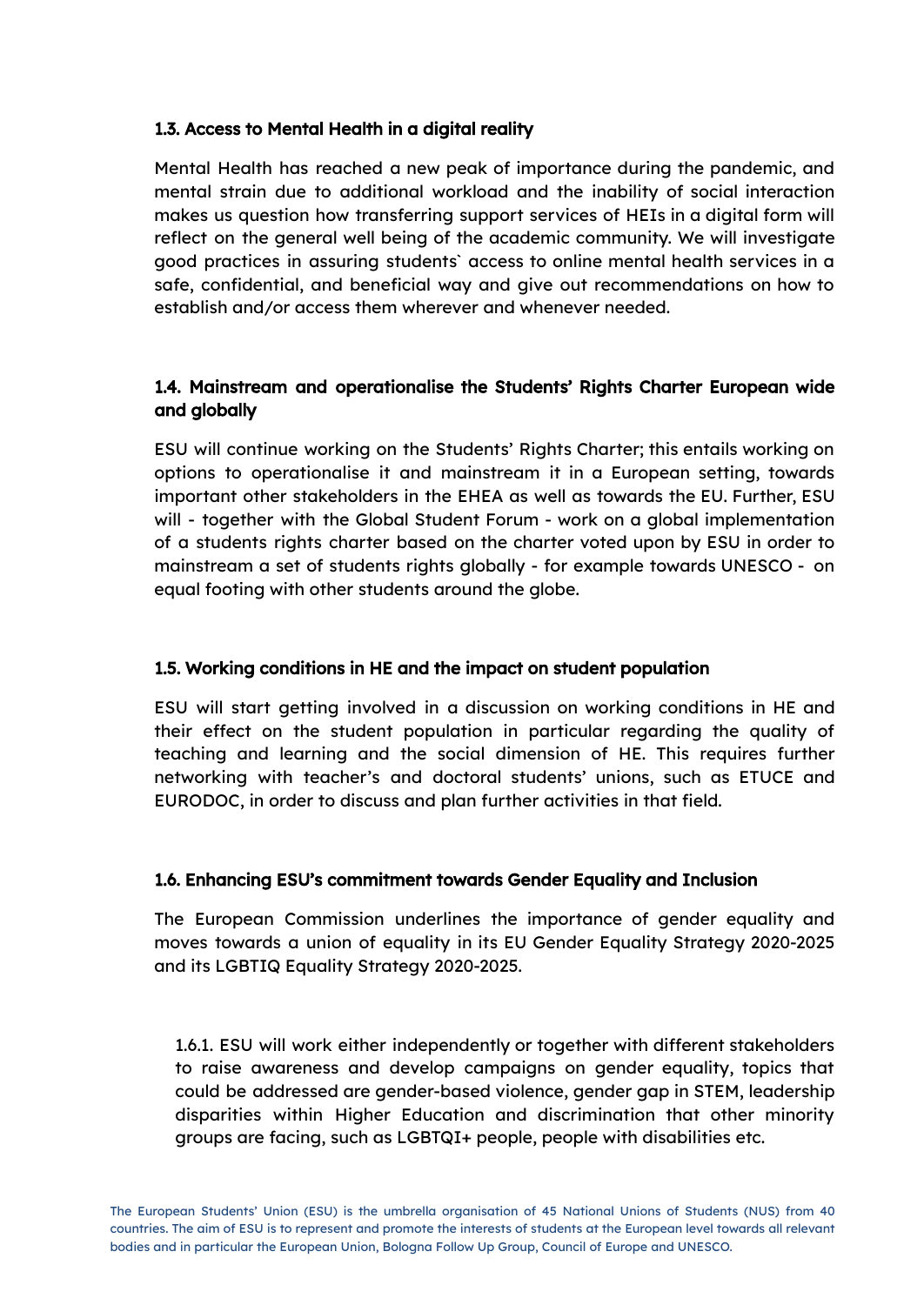### 1.3. Access to Mental Health in a digital reality

Mental Health has reached a new peak of importance during the pandemic, and mental strain due to additional workload and the inability of social interaction makes us question how transferring support services of HEIs in a digital form will reflect on the general well being of the academic community. We will investigate good practices in assuring students` access to online mental health services in a safe, confidential, and beneficial way and give out recommendations on how to establish and/or access them wherever and whenever needed.

### 1.4. Mainstream and operationalise the Students' Rights Charter European wide and globally

ESU will continue working on the Students' Rights Charter; this entails working on options to operationalise it and mainstream it in a European setting, towards important other stakeholders in the EHEA as well as towards the EU. Further, ESU will - together with the Global Student Forum - work on a global implementation of a students rights charter based on the charter voted upon by ESU in order to mainstream a set of students rights globally - for example towards UNESCO - on equal footing with other students around the globe.

### 1.5. Working conditions in HE and the impact on student population

ESU will start getting involved in a discussion on working conditions in HE and their effect on the student population in particular regarding the quality of teaching and learning and the social dimension of HE. This requires further networking with teacher's and doctoral students' unions, such as ETUCE and EURODOC, in order to discuss and plan further activities in that field.

### 1.6. Enhancing ESU's commitment towards Gender Equality and Inclusion

The European Commission underlines the importance of gender equality and moves towards a union of equality in its EU Gender Equality Strategy 2020-2025 and its LGBTIQ Equality Strategy 2020-2025.

1.6.1. ESU will work either independently or together with different stakeholders to raise awareness and develop campaigns on gender equality, topics that could be addressed are gender-based violence, gender gap in STEM, leadership disparities within Higher Education and discrimination that other minority groups are facing, such as LGBTQI+ people, people with disabilities etc.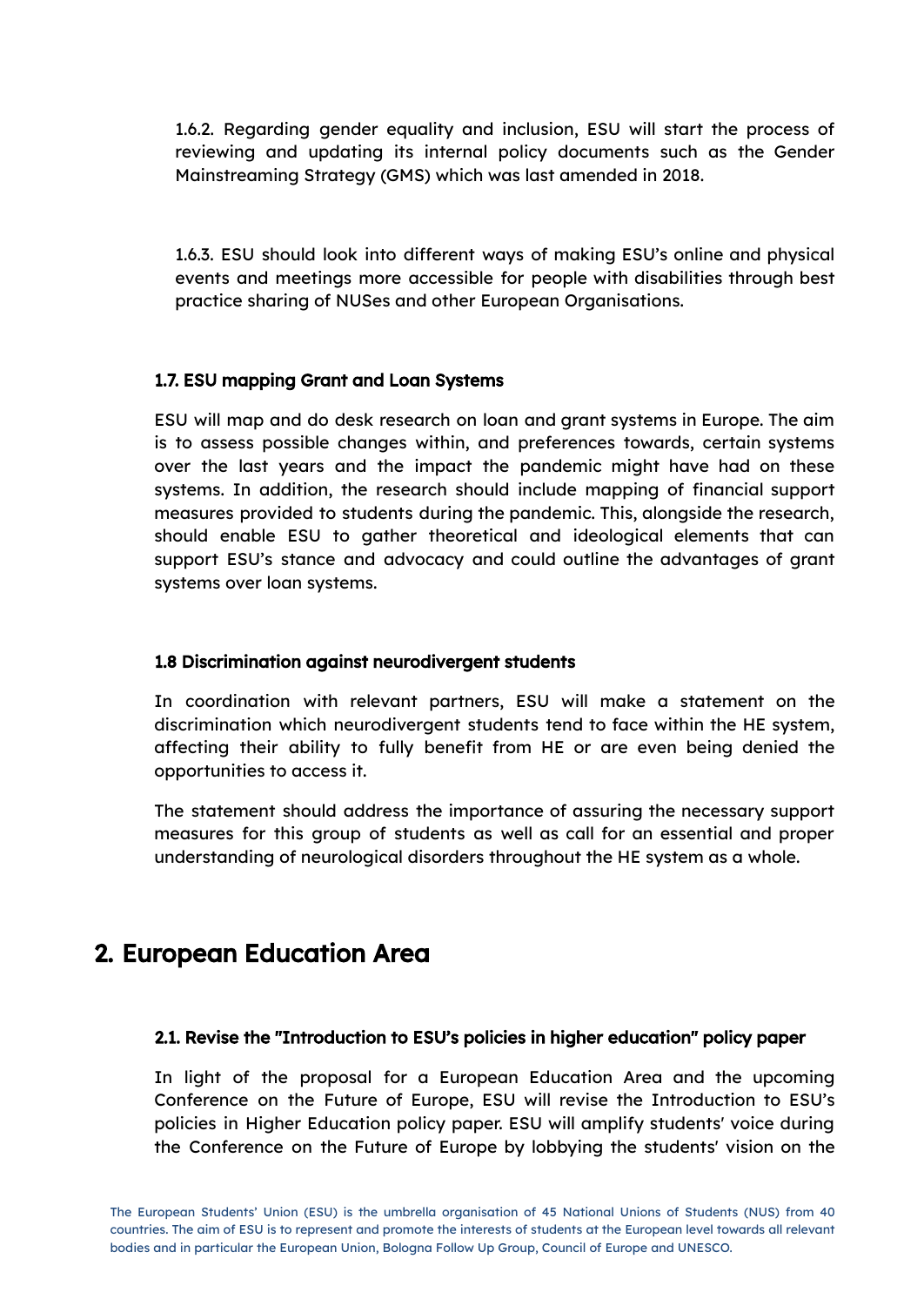1.6.2. Regarding gender equality and inclusion, ESU will start the process of reviewing and updating its internal policy documents such as the Gender Mainstreaming Strategy (GMS) which was last amended in 2018.

1.6.3. ESU should look into different ways of making ESU's online and physical events and meetings more accessible for people with disabilities through best practice sharing of NUSes and other European Organisations.

### 1.7. ESU mapping Grant and Loan Systems

ESU will map and do desk research on loan and grant systems in Europe. The aim is to assess possible changes within, and preferences towards, certain systems over the last years and the impact the pandemic might have had on these systems. In addition, the research should include mapping of financial support measures provided to students during the pandemic. This, alongside the research, should enable ESU to gather theoretical and ideological elements that can support ESU's stance and advocacy and could outline the advantages of grant systems over loan systems.

### 1.8 Discrimination against neurodivergent students

In coordination with relevant partners, ESU will make a statement on the discrimination which neurodivergent students tend to face within the HE system, affecting their ability to fully benefit from HE or are even being denied the opportunities to access it.

The statement should address the importance of assuring the necessary support measures for this group of students as well as call for an essential and proper understanding of neurological disorders throughout the HE system as a whole.

## 2. European Education Area

### 2.1. Revise the "Introduction to ESU's policies in higher education" policy paper

In light of the proposal for a European Education Area and the upcoming Conference on the Future of Europe, ESU will revise the Introduction to ESU's policies in Higher Education policy paper. ESU will amplify students' voice during the Conference on the Future of Europe by lobbying the students' vision on the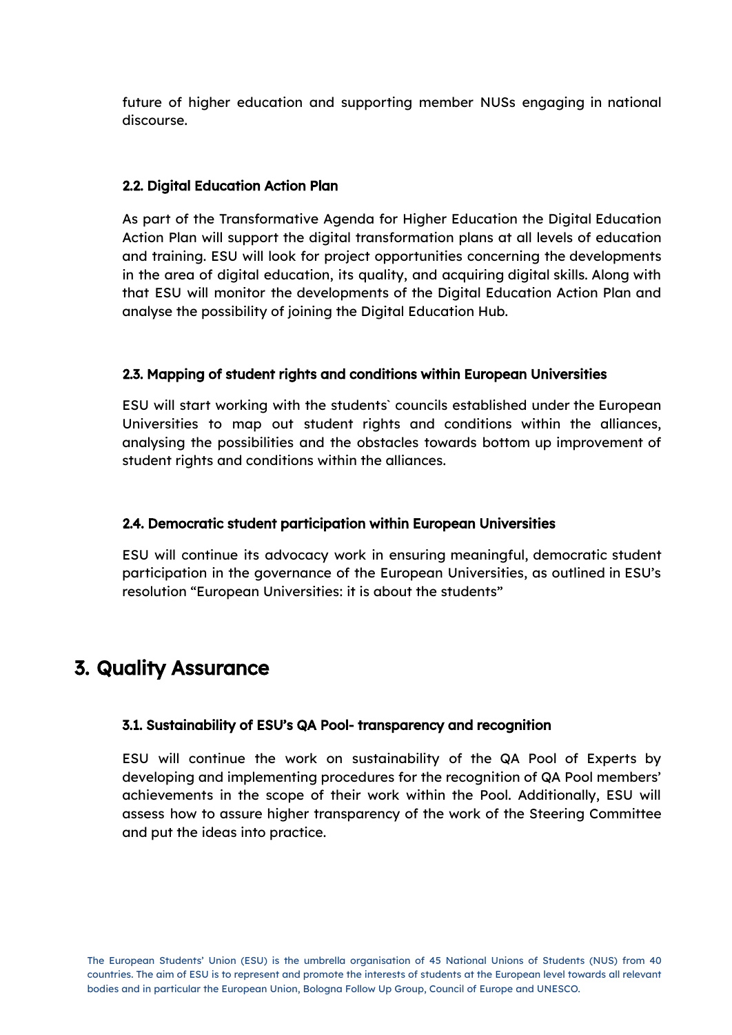future of higher education and supporting member NUSs engaging in national discourse.

### 2.2. Digital Education Action Plan

As part of the Transformative Agenda for Higher Education the Digital Education Action Plan will support the digital transformation plans at all levels of education and training. ESU will look for project opportunities concerning the developments in the area of digital education, its quality, and acquiring digital skills. Along with that ESU will monitor the developments of the Digital Education Action Plan and analyse the possibility of joining the Digital Education Hub.

### 2.3. Mapping of student rights and conditions within European Universities

ESU will start working with the students` councils established under the European Universities to map out student rights and conditions within the alliances, analysing the possibilities and the obstacles towards bottom up improvement of student rights and conditions within the alliances.

### 2.4. Democratic student participation within European Universities

ESU will continue its advocacy work in ensuring meaningful, democratic student participation in the governance of the European Universities, as outlined in ESU's resolution "European Universities: it is about the students"

## 3. Quality Assurance

### 3.1. Sustainability of ESU's QA Pool- transparency and recognition

ESU will continue the work on sustainability of the QA Pool of Experts by developing and implementing procedures for the recognition of QA Pool members' achievements in the scope of their work within the Pool. Additionally, ESU will assess how to assure higher transparency of the work of the Steering Committee and put the ideas into practice.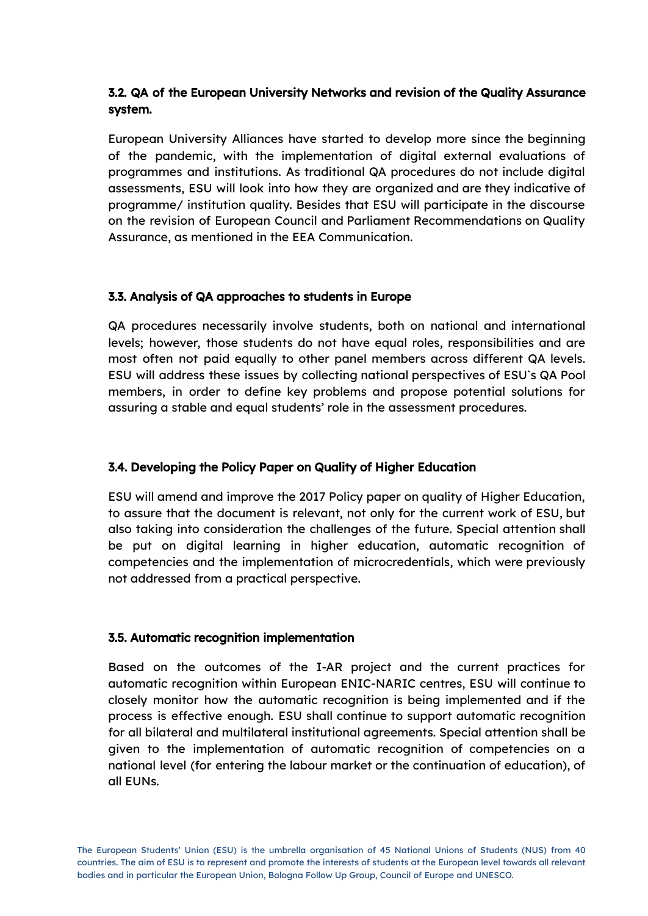### 3.2. QA of the European University Networks and revision of the Quality Assurance system.

European University Alliances have started to develop more since the beginning of the pandemic, with the implementation of digital external evaluations of programmes and institutions. As traditional QA procedures do not include digital assessments, ESU will look into how they are organized and are they indicative of programme/ institution quality. Besides that ESU will participate in the discourse on the revision of European Council and Parliament Recommendations on Quality Assurance, as mentioned in the EEA Communication.

### 3.3. Analysis of QA approaches to students in Europe

QA procedures necessarily involve students, both on national and international levels; however, those students do not have equal roles, responsibilities and are most often not paid equally to other panel members across different QA levels. ESU will address these issues by collecting national perspectives of ESU`s QA Pool members, in order to define key problems and propose potential solutions for assuring a stable and equal students' role in the assessment procedures.

### 3.4. Developing the Policy Paper on Quality of Higher Education

ESU will amend and improve the 2017 Policy paper on quality of Higher Education, to assure that the document is relevant, not only for the current work of ESU, but also taking into consideration the challenges of the future. Special attention shall be put on digital learning in higher education, automatic recognition of competencies and the implementation of microcredentials, which were previously not addressed from a practical perspective.

### 3.5. Automatic recognition implementation

Based on the outcomes of the I-AR project and the current practices for automatic recognition within European ENIC-NARIC centres, ESU will continue to closely monitor how the automatic recognition is being implemented and if the process is effective enough. ESU shall continue to support automatic recognition for all bilateral and multilateral institutional agreements. Special attention shall be given to the implementation of automatic recognition of competencies on a national level (for entering the labour market or the continuation of education), of all EUNs.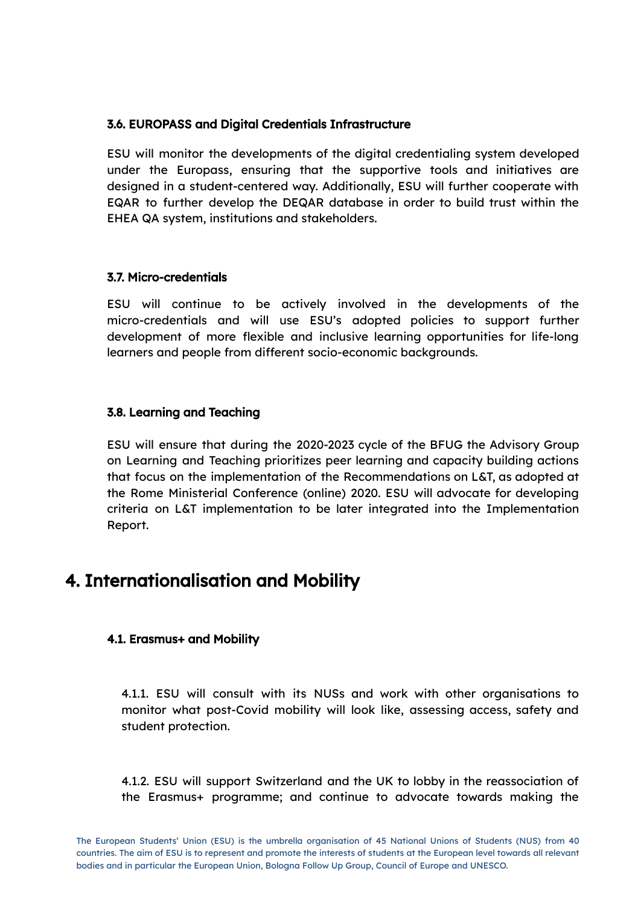### 3.6. EUROPASS and Digital Credentials Infrastructure

ESU will monitor the developments of the digital credentialing system developed under the Europass, ensuring that the supportive tools and initiatives are designed in a student-centered way. Additionally, ESU will further cooperate with EQAR to further develop the DEQAR database in order to build trust within the EHEA QA system, institutions and stakeholders.

### 3.7. Micro-credentials

ESU will continue to be actively involved in the developments of the micro-credentials and will use ESU's adopted policies to support further development of more flexible and inclusive learning opportunities for life-long learners and people from different socio-economic backgrounds.

### 3.8. Learning and Teaching

ESU will ensure that during the 2020-2023 cycle of the BFUG the Advisory Group on Learning and Teaching prioritizes peer learning and capacity building actions that focus on the implementation of the Recommendations on L&T, as adopted at the Rome Ministerial Conference (online) 2020. ESU will advocate for developing criteria on L&T implementation to be later integrated into the Implementation Report.

## 4. Internationalisation and Mobility

### 4.1. Erasmus+ and Mobility

4.1.1. ESU will consult with its NUSs and work with other organisations to monitor what post-Covid mobility will look like, assessing access, safety and student protection.

4.1.2. ESU will support Switzerland and the UK to lobby in the reassociation of the Erasmus+ programme; and continue to advocate towards making the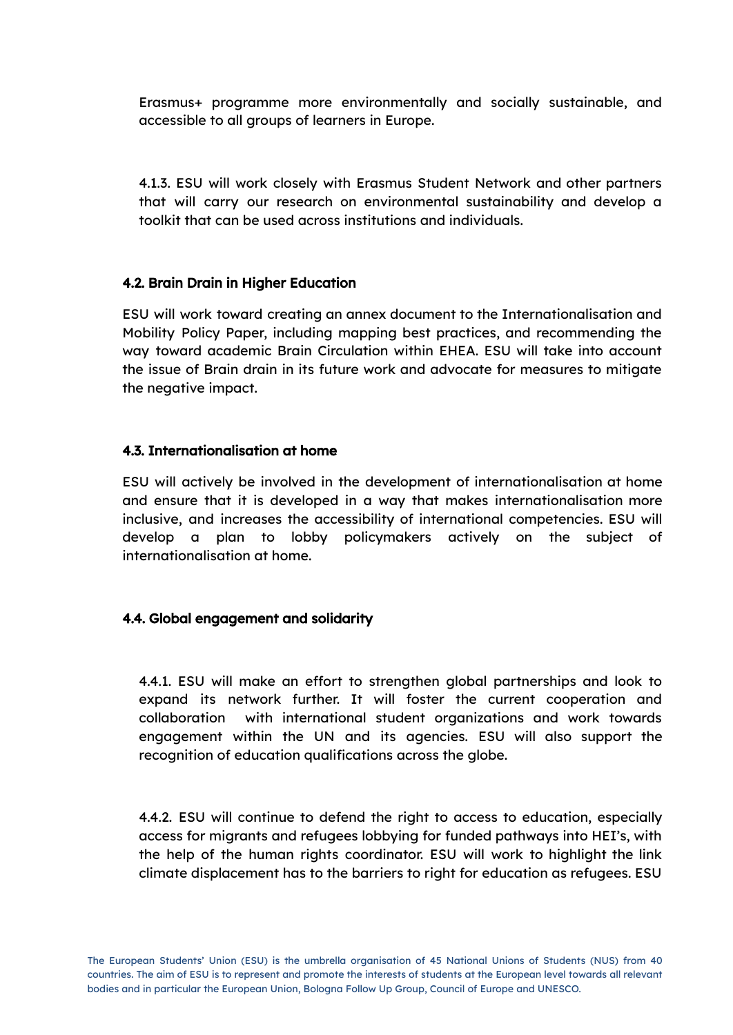Erasmus+ programme more environmentally and socially sustainable, and accessible to all groups of learners in Europe.

4.1.3. ESU will work closely with Erasmus Student Network and other partners that will carry our research on environmental sustainability and develop a toolkit that can be used across institutions and individuals.

### 4.2. Brain Drain in Higher Education

ESU will work toward creating an annex document to the Internationalisation and Mobility Policy Paper, including mapping best practices, and recommending the way toward academic Brain Circulation within EHEA. ESU will take into account the issue of Brain drain in its future work and advocate for measures to mitigate the negative impact.

### 4.3. Internationalisation at home

ESU will actively be involved in the development of internationalisation at home and ensure that it is developed in a way that makes internationalisation more inclusive, and increases the accessibility of international competencies. ESU will develop a plan to lobby policymakers actively on the subject of internationalisation at home.

### 4.4. Global engagement and solidarity

4.4.1. ESU will make an effort to strengthen global partnerships and look to expand its network further. It will foster the current cooperation and collaboration with international student organizations and work towards engagement within the UN and its agencies. ESU will also support the recognition of education qualifications across the globe.

4.4.2. ESU will continue to defend the right to access to education, especially access for migrants and refugees lobbying for funded pathways into HEI's, with the help of the human rights coordinator. ESU will work to highlight the link climate displacement has to the barriers to right for education as refugees. ESU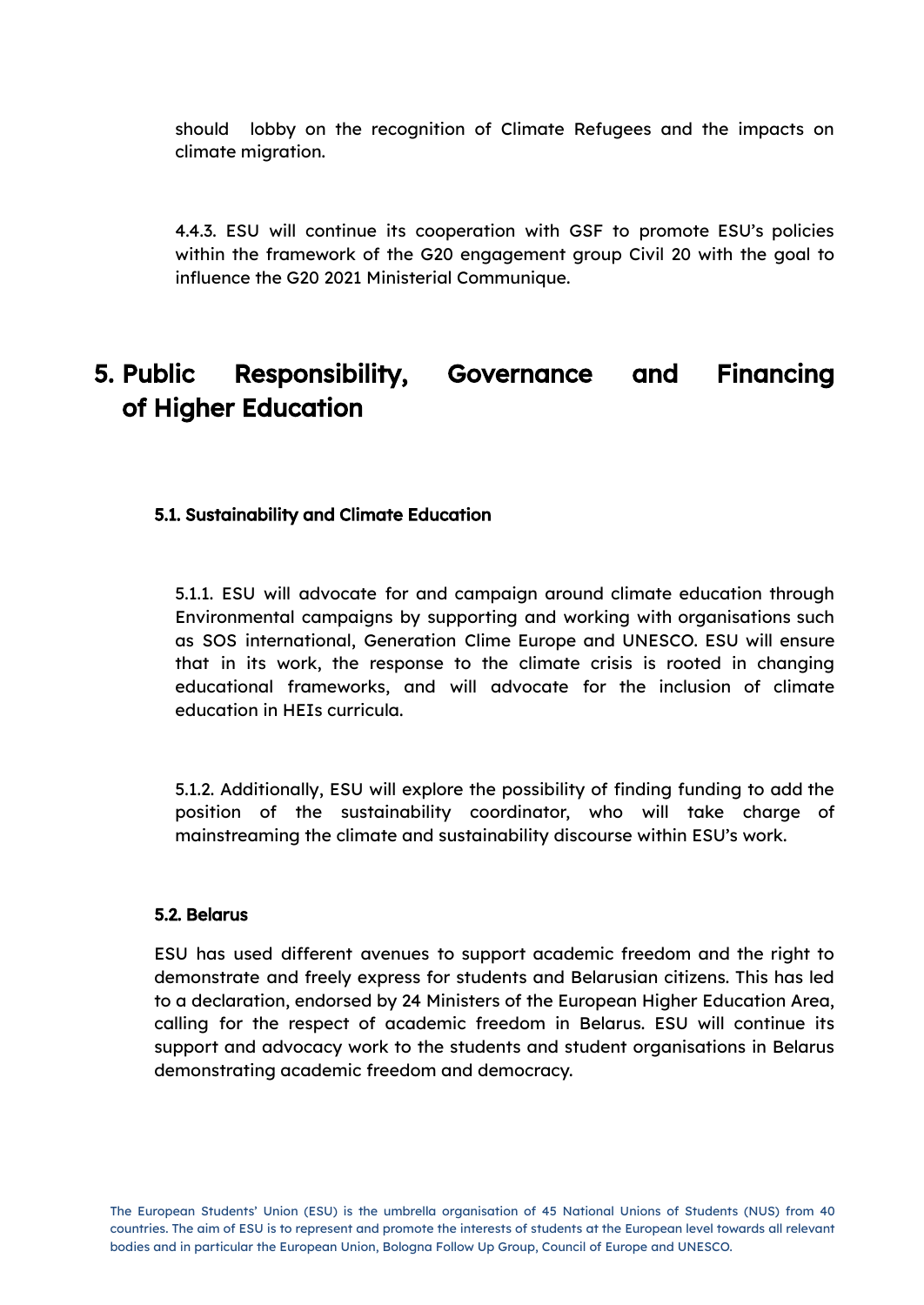should lobby on the recognition of Climate Refugees and the impacts on climate migration.

4.4.3. ESU will continue its cooperation with GSF to promote ESU's policies within the framework of the G20 engagement group Civil 20 with the goal to influence the G20 2021 Ministerial Communique.

# 5. Public Responsibility, Governance and Financing of Higher Education

### 5.1. Sustainability and Climate Education

5.1.1. ESU will advocate for and campaign around climate education through Environmental campaigns by supporting and working with organisations such as SOS international, Generation Clime Europe and UNESCO. ESU will ensure that in its work, the response to the climate crisis is rooted in changing educational frameworks, and will advocate for the inclusion of climate education in HEIs curricula.

5.1.2. Additionally, ESU will explore the possibility of finding funding to add the position of the sustainability coordinator, who will take charge of mainstreaming the climate and sustainability discourse within ESU's work.

### 5.2. Belarus

ESU has used different avenues to support academic freedom and the right to demonstrate and freely express for students and Belarusian citizens. This has led to a declaration, endorsed by 24 Ministers of the European Higher Education Area, calling for the respect of academic freedom in Belarus. ESU will continue its support and advocacy work to the students and student organisations in Belarus demonstrating academic freedom and democracy.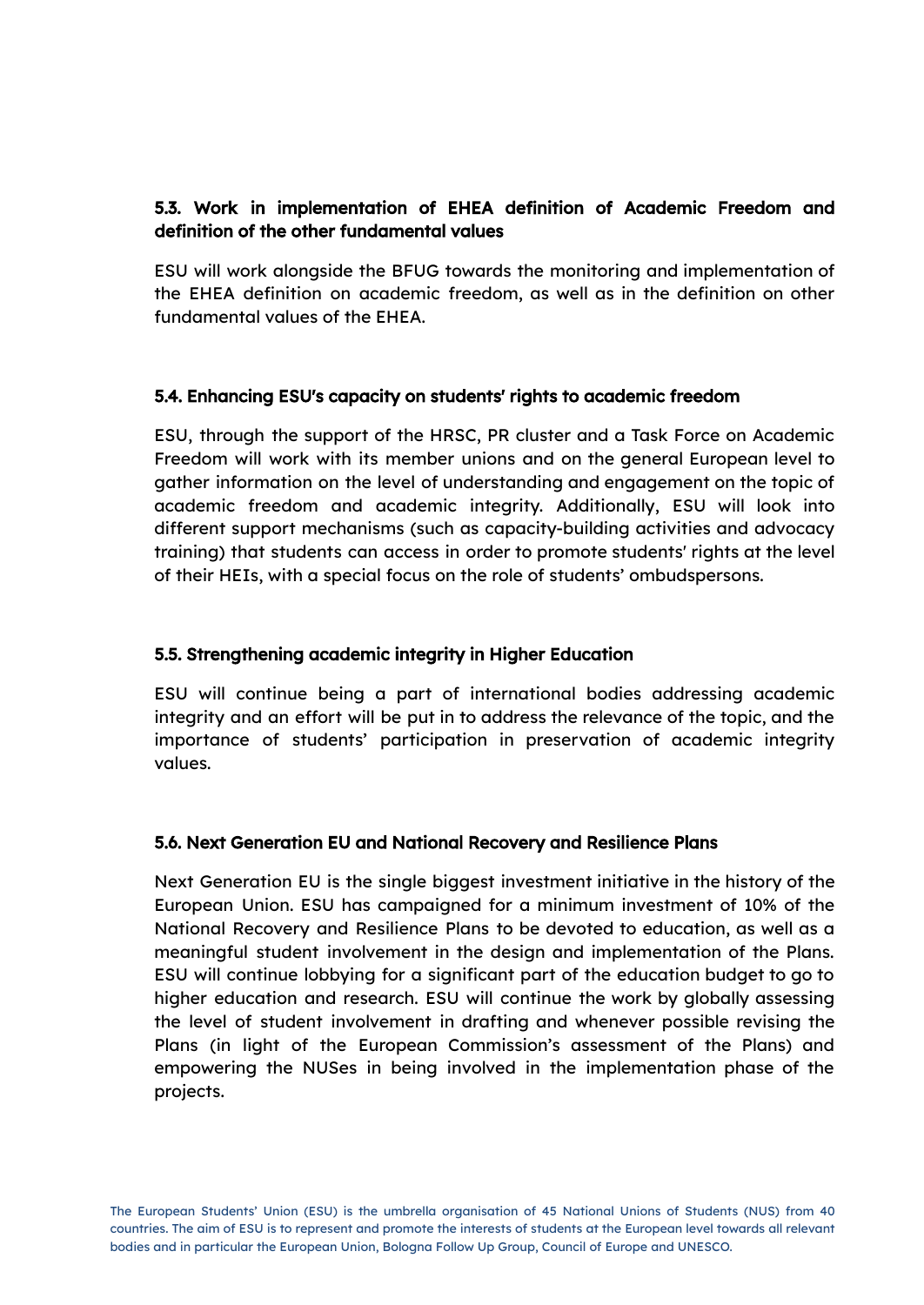### 5.3. Work in implementation of EHEA definition of Academic Freedom and definition of the other fundamental values

ESU will work alongside the BFUG towards the monitoring and implementation of the EHEA definition on academic freedom, as well as in the definition on other fundamental values of the EHEA.

### 5.4. Enhancing ESU's capacity on students' rights to academic freedom

ESU, through the support of the HRSC, PR cluster and a Task Force on Academic Freedom will work with its member unions and on the general European level to gather information on the level of understanding and engagement on the topic of academic freedom and academic integrity. Additionally, ESU will look into different support mechanisms (such as capacity-building activities and advocacy training) that students can access in order to promote students' rights at the level of their HEIs, with a special focus on the role of students' ombudspersons.

### 5.5. Strengthening academic integrity in Higher Education

ESU will continue being a part of international bodies addressing academic integrity and an effort will be put in to address the relevance of the topic, and the importance of students' participation in preservation of academic integrity values.

### 5.6. Next Generation EU and National Recovery and Resilience Plans

Next Generation EU is the single biggest investment initiative in the history of the European Union. ESU has campaigned for a minimum investment of 10% of the National Recovery and Resilience Plans to be devoted to education, as well as a meaningful student involvement in the design and implementation of the Plans. ESU will continue lobbying for a significant part of the education budget to go to higher education and research. ESU will continue the work by globally assessing the level of student involvement in drafting and whenever possible revising the Plans (in light of the European Commission's assessment of the Plans) and empowering the NUSes in being involved in the implementation phase of the projects.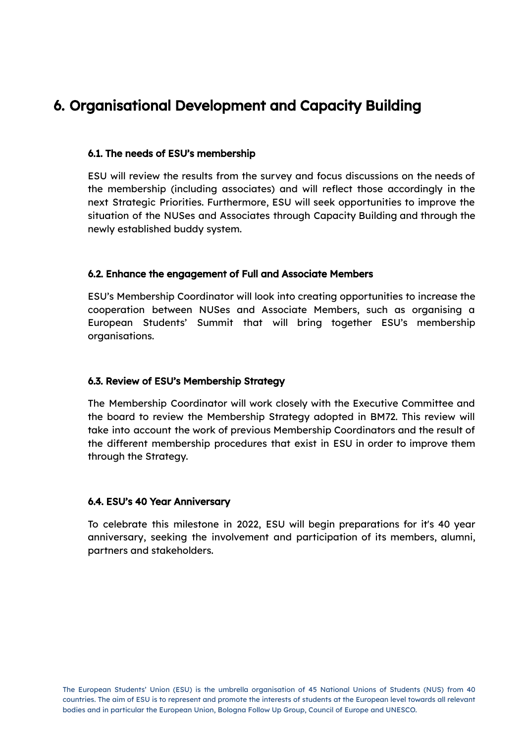# 6. Organisational Development and Capacity Building

### 6.1. The needs of ESU's membership

ESU will review the results from the survey and focus discussions on the needs of the membership (including associates) and will reflect those accordingly in the next Strategic Priorities. Furthermore, ESU will seek opportunities to improve the situation of the NUSes and Associates through Capacity Building and through the newly established buddy system.

### 6.2. Enhance the engagement of Full and Associate Members

ESU's Membership Coordinator will look into creating opportunities to increase the cooperation between NUSes and Associate Members, such as organising a European Students' Summit that will bring together ESU's membership organisations.

### 6.3. Review of ESU's Membership Strategy

The Membership Coordinator will work closely with the Executive Committee and the board to review the Membership Strategy adopted in BM72. This review will take into account the work of previous Membership Coordinators and the result of the different membership procedures that exist in ESU in order to improve them through the Strategy.

### 6.4. ESU's 40 Year Anniversary

To celebrate this milestone in 2022, ESU will begin preparations for it's 40 year anniversary, seeking the involvement and participation of its members, alumni, partners and stakeholders.

The European Students' Union (ESU) is the umbrella organisation of 45 National Unions of Students (NUS) from 40 countries. The aim of ESU is to represent and promote the interests of students at the European level towards all relevant bodies and in particular the European Union, Bologna Follow Up Group, Council of Europe and UNESCO.